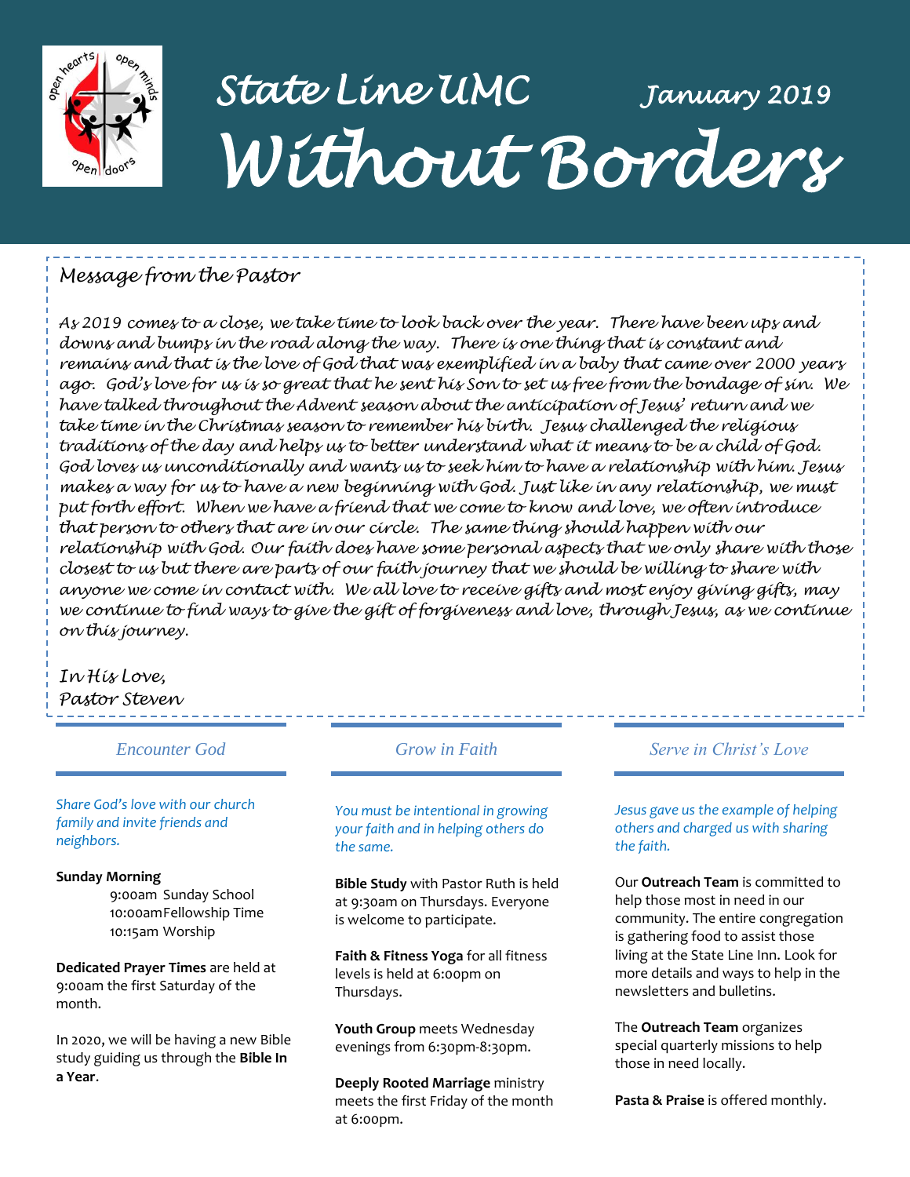# State Line UMC

January 2019

# Without Borders

## Message from the Pastor

*As 2019 comes to a close, we take time to look back over the year. There have been ups and downs and bumps in the road along the way. There is one thing that is constant and remains and that is the love of God that was exemplified in a baby that came over 2000 years ago. God's love for us is so great that he sent his Son to set us free from the bondage of sin. We have talked throughout the Advent season about the anticipation of Jesus' return and we take time in the Christmas season to remember his birth. Jesus challenged the religious traditions of the day and helps us to better understand what it means to be a child of God. God loves us unconditionally and wants us to seek him to have a relationship with him. Jesus makes a way for us to have a new beginning with God. Just like in any relationship, we must put forth effort. When we have a friend that we come to know and love, we often introduce that person to others that are in our circle. The same thing should happen with our relationship with God. Our faith does have some personal aspects that we only share with those closest to us but there are parts of our faith journey that we should be willing to share with anyone we come in contact with. We all love to receive gifts and most enjoy giving gifts, may we continue to find ways to give the gift of forgiveness and love, through Jesus, as we continue on this journey.*

*In His Love,*
*Pastor Steven*

### Encounter God

*Share God's love with our church family and invite friends and neighbors.*

**Sunday Morning**
9:00am Sunday School
10:00am Fellowship Time
10:15am Worship

**Dedicated Prayer Times** are held at 9:00am the first Saturday of the month.

In 2020, we will be having a new Bible study guiding us through the **Bible In a Year**.

### Grow in Faith

*You must be intentional in growing your faith and in helping others do the same.*

**Bible Study** with Pastor Ruth is held at 9:30am on Thursdays. Everyone is welcome to participate.

**Faith & Fitness Yoga** for all fitness levels is held at 6:00pm on Thursdays.

**Youth Group** meets Wednesday evenings from 6:30pm-8:30pm.

**Deeply Rooted Marriage** ministry meets the first Friday of the month at 6:00pm.

### Serve in Christ's Love

*Jesus gave us the example of helping others and charged us with sharing the faith.*

Our **Outreach Team** is committed to help those most in need in our community. The entire congregation is gathering food to assist those living at the State Line Inn. Look for more details and ways to help in the newsletters and bulletins.

The **Outreach Team** organizes special quarterly missions to help those in need locally.

**Pasta & Praise** is offered monthly.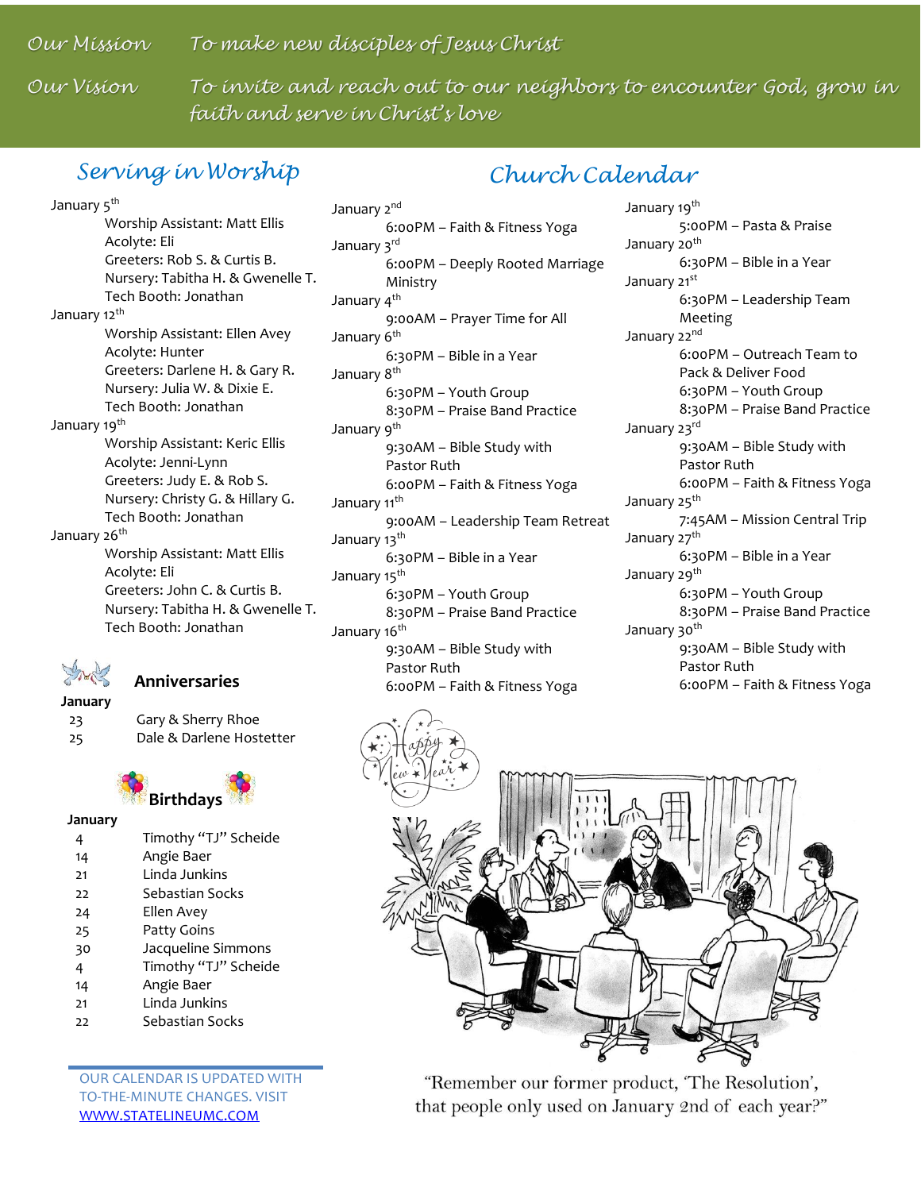**Our Mission** To make new disciples of Jesus Christ

**Our Vision** To invite and reach out to our neighbors to encounter God, grow in faith and serve in Christ's love

## Serving in Worship

January 5th
- Worship Assistant: Matt Ellis
- Acolyte: Eli
- Greeters: Rob S. & Curtis B.
- Nursery: Tabitha H. & Gwenelle T.
- Tech Booth: Jonathan

January 12th
- Worship Assistant: Ellen Avey
- Acolyte: Hunter
- Greeters: Darlene H. & Gary R.
- Nursery: Julia W. & Dixie E.
- Tech Booth: Jonathan

January 19th
- Worship Assistant: Keric Ellis
- Acolyte: Jenni-Lynn
- Greeters: Judy E. & Rob S.
- Nursery: Christy G. & Hillary G.
- Tech Booth: Jonathan

January 26th
- Worship Assistant: Matt Ellis
- Acolyte: Eli
- Greeters: John C. & Curtis B.
- Nursery: Tabitha H. & Gwenelle T.
- Tech Booth: Jonathan

### Anniversaries

**January**

| | |
|---|---|
| 23 | Gary & Sherry Rhoe |
| 25 | Dale & Darlene Hostetter |

### Birthdays

**January**

| | |
|---|---|
| 4 | Timothy "TJ" Scheide |
| 14 | Angie Baer |
| 21 | Linda Junkins |
| 22 | Sebastian Socks |
| 24 | Ellen Avey |
| 25 | Patty Goins |
| 30 | Jacqueline Simmons |
| 4 | Timothy "TJ" Scheide |
| 14 | Angie Baer |
| 21 | Linda Junkins |
| 22 | Sebastian Socks |

OUR CALENDAR IS UPDATED WITH TO-THE-MINUTE CHANGES. VISIT [WWW.STATELINEUMC.COM](http://WWW.STATELINEUMC.COM)

## Church Calendar

January 2nd
- 6:00PM – Faith & Fitness Yoga

January 3rd
- 6:00PM – Deeply Rooted Marriage Ministry

January 4th
- 9:00AM – Prayer Time for All

January 6th
- 6:30PM – Bible in a Year

January 8th
- 6:30PM – Youth Group
- 8:30PM – Praise Band Practice

January 9th
- 9:30AM – Bible Study with Pastor Ruth
- 6:00PM – Faith & Fitness Yoga

January 11th
- 9:00AM – Leadership Team Retreat

January 13th
- 6:30PM – Bible in a Year

January 15th
- 6:30PM – Youth Group
- 8:30PM – Praise Band Practice

January 16th
- 9:30AM – Bible Study with Pastor Ruth
- 6:00PM – Faith & Fitness Yoga

January 19th
- 5:00PM – Pasta & Praise

January 20th
- 6:30PM – Bible in a Year

January 21st
- 6:30PM – Leadership Team Meeting

January 22nd
- 6:00PM – Outreach Team to Pack & Deliver Food
- 6:30PM – Youth Group
- 8:30PM – Praise Band Practice

January 23rd
- 9:30AM – Bible Study with Pastor Ruth
- 6:00PM – Faith & Fitness Yoga

January 25th
- 7:45AM – Mission Central Trip

January 27th
- 6:30PM – Bible in a Year

January 29th
- 6:30PM – Youth Group
- 8:30PM – Praise Band Practice

January 30th
- 9:30AM – Bible Study with Pastor Ruth
- 6:00PM – Faith & Fitness Yoga

"Remember our former product, 'The Resolution', that people only used on January 2nd of each year?"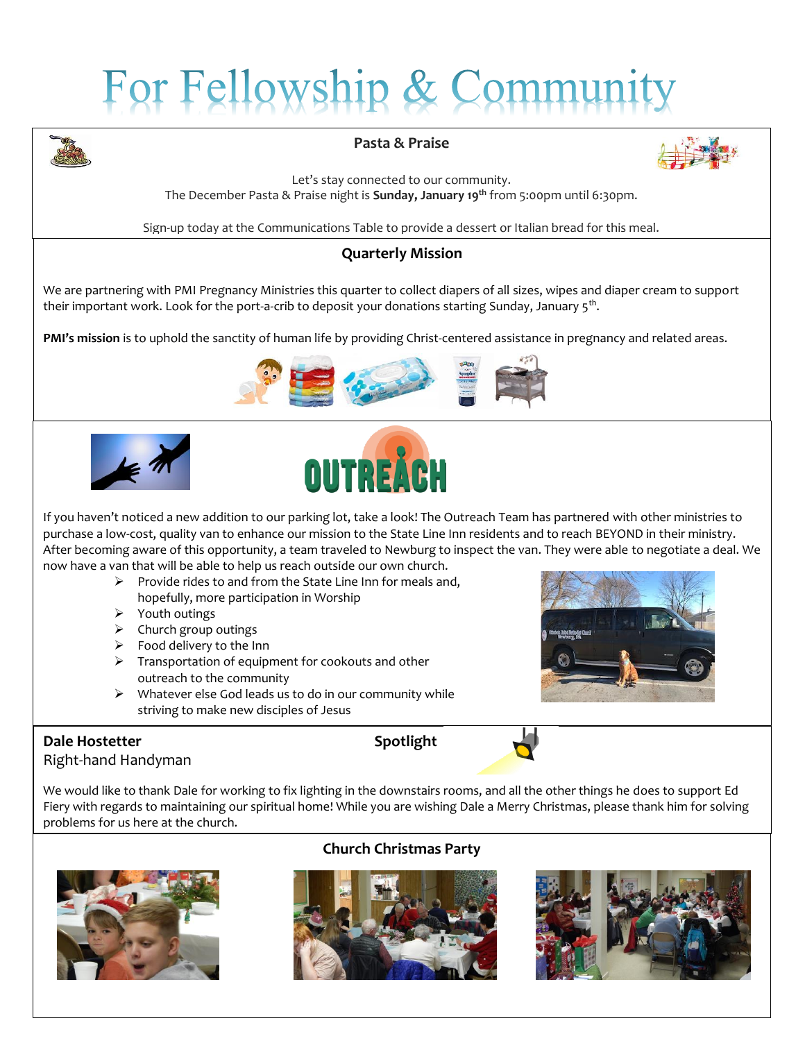# For Fellowship & Community

## Pasta & Praise

Let's stay connected to our community.
The December Pasta & Praise night is **Sunday, January 19th** from 5:00pm until 6:30pm.

Sign-up today at the Communications Table to provide a dessert or Italian bread for this meal.

## Quarterly Mission

We are partnering with PMI Pregnancy Ministries this quarter to collect diapers of all sizes, wipes and diaper cream to support their important work. Look for the port-a-crib to deposit your donations starting Sunday, January 5th.

**PMI's mission** is to uphold the sanctity of human life by providing Christ-centered assistance in pregnancy and related areas.

## OUTREACH

If you haven't noticed a new addition to our parking lot, take a look! The Outreach Team has partnered with other ministries to purchase a low-cost, quality van to enhance our mission to the State Line Inn residents and to reach BEYOND in their ministry. After becoming aware of this opportunity, a team traveled to Newburg to inspect the van. They were able to negotiate a deal. We now have a van that will be able to help us reach outside our own church.

- Provide rides to and from the State Line Inn for meals and, hopefully, more participation in Worship
- Youth outings
- Church group outings
- Food delivery to the Inn
- Transportation of equipment for cookouts and other outreach to the community
- Whatever else God leads us to do in our community while striving to make new disciples of Jesus

## Spotlight

**Dale Hostetter**
Right-hand Handyman

We would like to thank Dale for working to fix lighting in the downstairs rooms, and all the other things he does to support Ed Fiery with regards to maintaining our spiritual home! While you are wishing Dale a Merry Christmas, please thank him for solving problems for us here at the church.

## Church Christmas Party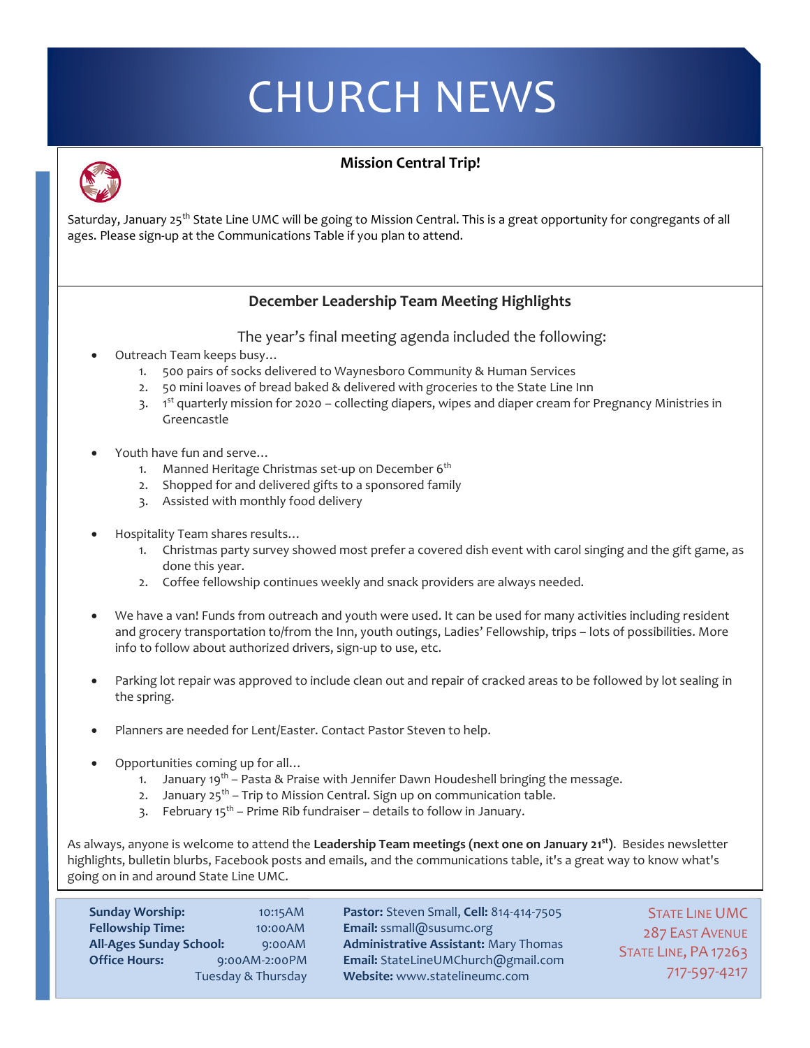# CHURCH NEWS

## Mission Central Trip!

Saturday, January 25th State Line UMC will be going to Mission Central. This is a great opportunity for congregants of all ages. Please sign-up at the Communications Table if you plan to attend.

## December Leadership Team Meeting Highlights

The year's final meeting agenda included the following:

- Outreach Team keeps busy…
  1. 500 pairs of socks delivered to Waynesboro Community & Human Services
  2. 50 mini loaves of bread baked & delivered with groceries to the State Line Inn
  3. 1st quarterly mission for 2020 – collecting diapers, wipes and diaper cream for Pregnancy Ministries in Greencastle

- Youth have fun and serve…
  1. Manned Heritage Christmas set-up on December 6th
  2. Shopped for and delivered gifts to a sponsored family
  3. Assisted with monthly food delivery

- Hospitality Team shares results…
  1. Christmas party survey showed most prefer a covered dish event with carol singing and the gift game, as done this year.
  2. Coffee fellowship continues weekly and snack providers are always needed.

- We have a van! Funds from outreach and youth were used. It can be used for many activities including resident and grocery transportation to/from the Inn, youth outings, Ladies' Fellowship, trips – lots of possibilities. More info to follow about authorized drivers, sign-up to use, etc.

- Parking lot repair was approved to include clean out and repair of cracked areas to be followed by lot sealing in the spring.

- Planners are needed for Lent/Easter. Contact Pastor Steven to help.

- Opportunities coming up for all…
  1. January 19th – Pasta & Praise with Jennifer Dawn Houdeshell bringing the message.
  2. January 25th – Trip to Mission Central. Sign up on communication table.
  3. February 15th – Prime Rib fundraiser – details to follow in January.

As always, anyone is welcome to attend the **Leadership Team meetings (next one on January 21st)**. Besides newsletter highlights, bulletin blurbs, Facebook posts and emails, and the communications table, it's a great way to know what's going on in and around State Line UMC.

**Sunday Worship:** 10:15AM
**Fellowship Time:** 10:00AM
**All-Ages Sunday School:** 9:00AM
**Office Hours:** 9:00AM-2:00PM Tuesday & Thursday

**Pastor:** Steven Small, **Cell:** 814-414-7505
**Email:** ssmall@susumc.org
**Administrative Assistant:** Mary Thomas
**Email:** StateLineUMChurch@gmail.com
**Website:** www.statelineumc.com

STATE LINE UMC
287 EAST AVENUE
STATE LINE, PA 17263
717-597-4217